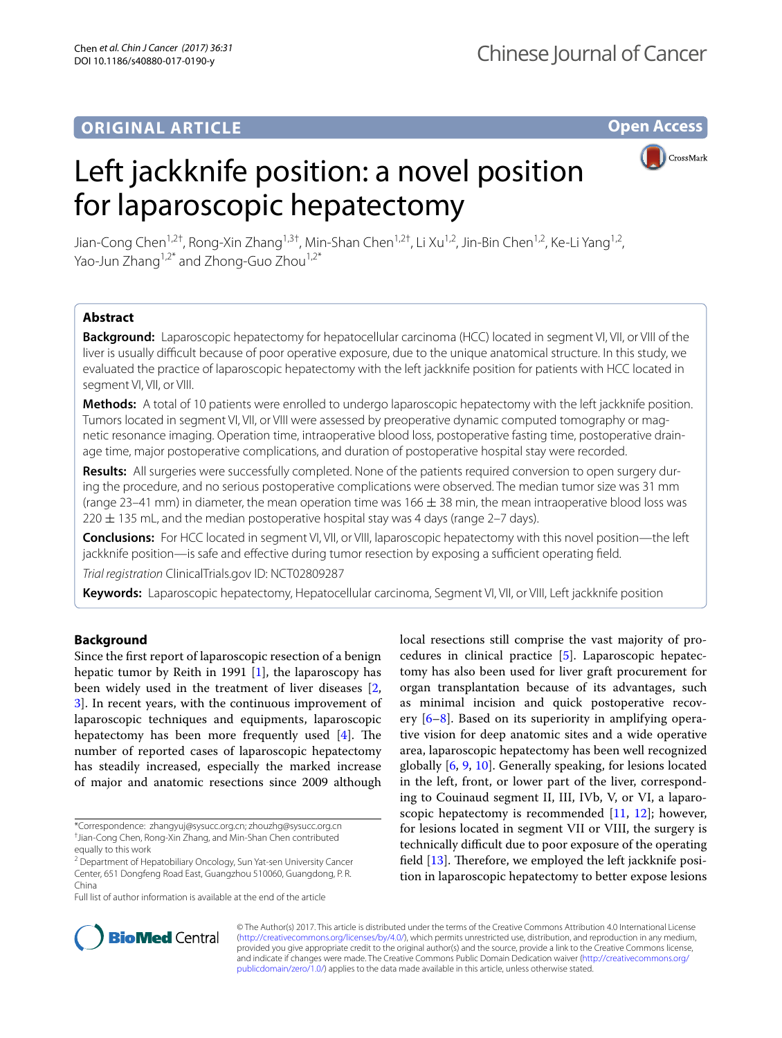ORIGINAL ARTICLE

Open Access

# Left jackknife position: a novel position for laparoscopic hepatectomy

Jian-Cong Chen[1,2†], Rong-Xin Zhang[1,3†], Min-Shan Chen[1,2†], Li Xu[1,2], Jin-Bin Chen[1,2], Ke-Li Yang[1,2], Yao-Jun Zhang[1,2*] and Zhong-Guo Zhou[1,2*]

## Abstract

**Background:** Laparoscopic hepatectomy for hepatocellular carcinoma (HCC) located in segment VI, VII, or VIII of the liver is usually difficult because of poor operative exposure, due to the unique anatomical structure. In this study, we evaluated the practice of laparoscopic hepatectomy with the left jackknife position for patients with HCC located in segment VI, VII, or VIII.

**Methods:** A total of 10 patients were enrolled to undergo laparoscopic hepatectomy with the left jackknife position. Tumors located in segment VI, VII, or VIII were assessed by preoperative dynamic computed tomography or magnetic resonance imaging. Operation time, intraoperative blood loss, postoperative fasting time, postoperative drainage time, major postoperative complications, and duration of postoperative hospital stay were recorded.

**Results:** All surgeries were successfully completed. None of the patients required conversion to open surgery during the procedure, and no serious postoperative complications were observed. The median tumor size was 31 mm (range 23–41 mm) in diameter, the mean operation time was 166 ± 38 min, the mean intraoperative blood loss was 220 ± 135 mL, and the median postoperative hospital stay was 4 days (range 2–7 days).

**Conclusions:** For HCC located in segment VI, VII, or VIII, laparoscopic hepatectomy with this novel position—the left jackknife position—is safe and effective during tumor resection by exposing a sufficient operating field.

*Trial registration* ClinicalTrials.gov ID: NCT02809287

**Keywords:** Laparoscopic hepatectomy, Hepatocellular carcinoma, Segment VI, VII, or VIII, Left jackknife position

## Background

Since the first report of laparoscopic resection of a benign hepatic tumor by Reith in 1991 [1], the laparoscopy has been widely used in the treatment of liver diseases [2, 3]. In recent years, with the continuous improvement of laparoscopic techniques and equipments, laparoscopic hepatectomy has been more frequently used [4]. The number of reported cases of laparoscopic hepatectomy has steadily increased, especially the marked increase of major and anatomic resections since 2009 although local resections still comprise the vast majority of procedures in clinical practice [5]. Laparoscopic hepatectomy has also been used for liver graft procurement for organ transplantation because of its advantages, such as minimal incision and quick postoperative recovery [6–8]. Based on its superiority in amplifying operative vision for deep anatomic sites and a wide operative area, laparoscopic hepatectomy has been well recognized globally [6, 9, 10]. Generally speaking, for lesions located in the left, front, or lower part of the liver, corresponding to Couinaud segment II, III, IVb, V, or VI, a laparoscopic hepatectomy is recommended [11, 12]; however, for lesions located in segment VII or VIII, the surgery is technically difficult due to poor exposure of the operating field [13]. Therefore, we employed the left jackknife position in laparoscopic hepatectomy to better expose lesions

*Correspondence: zhangyuj@sysucc.org.cn; zhouzhg@sysucc.org.cn
†Jian-Cong Chen, Rong-Xin Zhang, and Min-Shan Chen contributed equally to this work
[2] Department of Hepatobiliary Oncology, Sun Yat-sen University Cancer Center, 651 Dongfeng Road East, Guangzhou 510060, Guangdong, P. R. China
Full list of author information is available at the end of the article

© The Author(s) 2017. This article is distributed under the terms of the Creative Commons Attribution 4.0 International License (http://creativecommons.org/licenses/by/4.0/), which permits unrestricted use, distribution, and reproduction in any medium, provided you give appropriate credit to the original author(s) and the source, provide a link to the Creative Commons license, and indicate if changes were made. The Creative Commons Public Domain Dedication waiver (http://creativecommons.org/publicdomain/zero/1.0/) applies to the data made available in this article, unless otherwise stated.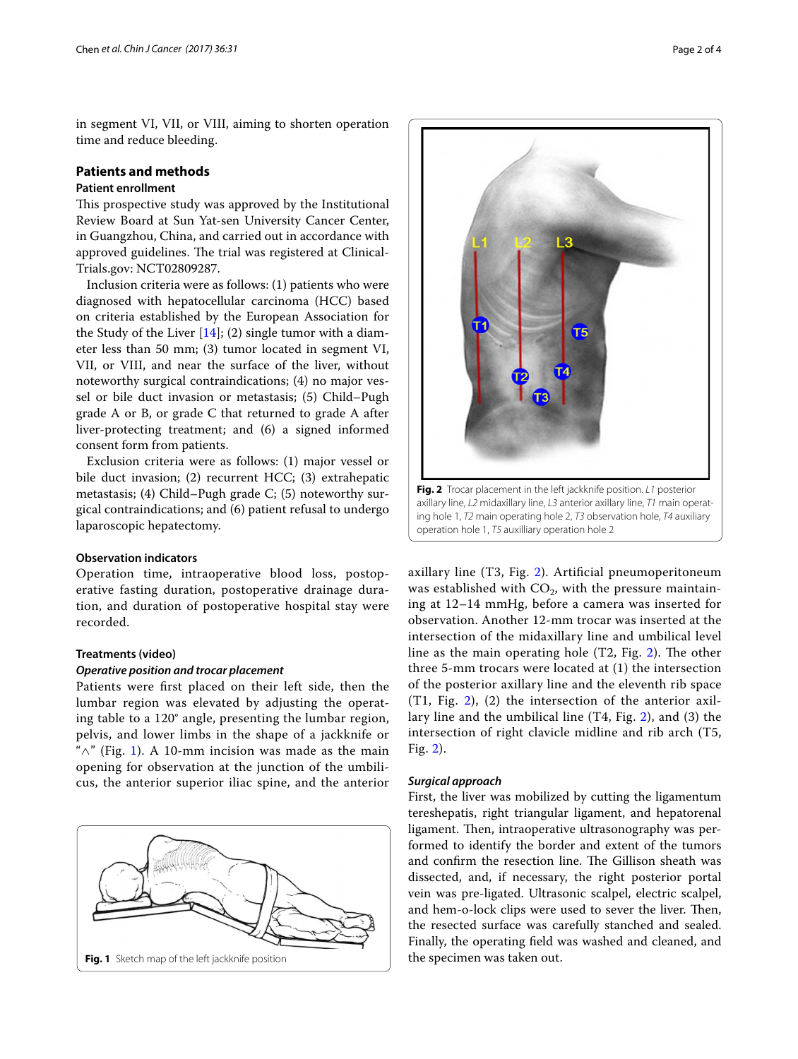in segment VI, VII, or VIII, aiming to shorten operation time and reduce bleeding.

## Patients and methods

### Patient enrollment

This prospective study was approved by the Institutional Review Board at Sun Yat-sen University Cancer Center, in Guangzhou, China, and carried out in accordance with approved guidelines. The trial was registered at Clinical-Trials.gov: NCT02809287.

Inclusion criteria were as follows: (1) patients who were diagnosed with hepatocellular carcinoma (HCC) based on criteria established by the European Association for the Study of the Liver [14]; (2) single tumor with a diameter less than 50 mm; (3) tumor located in segment VI, VII, or VIII, and near the surface of the liver, without noteworthy surgical contraindications; (4) no major vessel or bile duct invasion or metastasis; (5) Child–Pugh grade A or B, or grade C that returned to grade A after liver-protecting treatment; and (6) a signed informed consent form from patients.

Exclusion criteria were as follows: (1) major vessel or bile duct invasion; (2) recurrent HCC; (3) extrahepatic metastasis; (4) Child–Pugh grade C; (5) noteworthy surgical contraindications; and (6) patient refusal to undergo laparoscopic hepatectomy.

### Observation indicators

Operation time, intraoperative blood loss, postoperative fasting duration, postoperative drainage duration, and duration of postoperative hospital stay were recorded.

### Treatments (video)

#### *Operative position and trocar placement*

Patients were first placed on their left side, then the lumbar region was elevated by adjusting the operating table to a 120° angle, presenting the lumbar region, pelvis, and lower limbs in the shape of a jackknife or "∧" (Fig. 1). A 10-mm incision was made as the main opening for observation at the junction of the umbilicus, the anterior superior iliac spine, and the anterior axillary line (T3, Fig. 2). Artificial pneumoperitoneum was established with $CO_2$, with the pressure maintaining at 12–14 mmHg, before a camera was inserted for observation. Another 12-mm trocar was inserted at the intersection of the midaxillary line and umbilical level line as the main operating hole (T2, Fig. 2). The other three 5-mm trocars were located at (1) the intersection of the posterior axillary line and the eleventh rib space (T1, Fig. 2), (2) the intersection of the anterior axillary line and the umbilical line (T4, Fig. 2), and (3) the intersection of right clavicle midline and rib arch (T5, Fig. 2).

**Fig. 1** Sketch map of the left jackknife position

**Fig. 2** Trocar placement in the left jackknife position. *L1* posterior axillary line, *L2* midaxillary line, *L3* anterior axillary line, *T1* main operating hole 1, *T2* main operating hole 2, *T3* observation hole, *T4* auxiliary operation hole 1, *T5* auxilliary operation hole 2

#### *Surgical approach*

First, the liver was mobilized by cutting the ligamentum tereshepatis, right triangular ligament, and hepatorenal ligament. Then, intraoperative ultrasonography was performed to identify the border and extent of the tumors and confirm the resection line. The Gillison sheath was dissected, and, if necessary, the right posterior portal vein was pre-ligated. Ultrasonic scalpel, electric scalpel, and hem-o-lock clips were used to sever the liver. Then, the resected surface was carefully stanched and sealed. Finally, the operating field was washed and cleaned, and the specimen was taken out.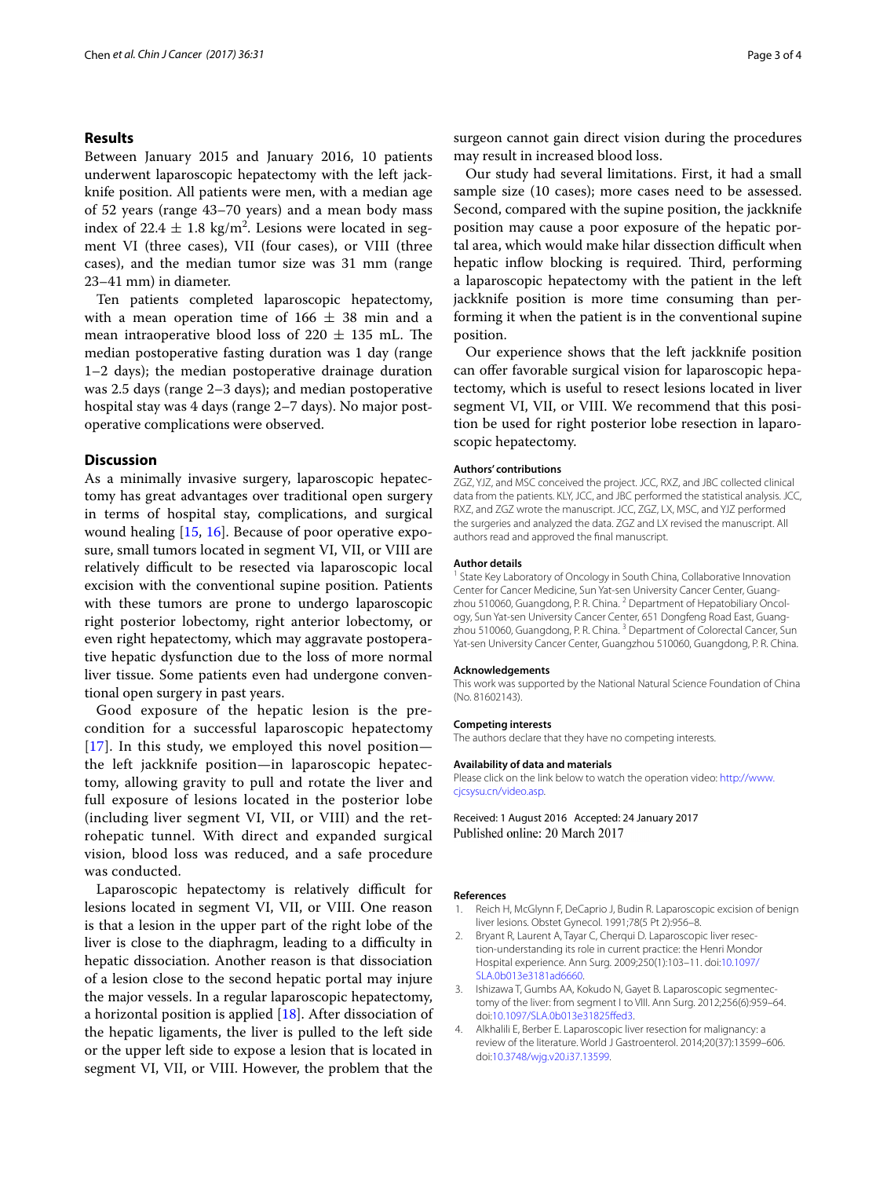## Results

Between January 2015 and January 2016, 10 patients underwent laparoscopic hepatectomy with the left jackknife position. All patients were men, with a median age of 52 years (range 43–70 years) and a mean body mass index of $22.4 \pm 1.8$ kg/m$^2$. Lesions were located in segment VI (three cases), VII (four cases), or VIII (three cases), and the median tumor size was 31 mm (range 23–41 mm) in diameter.

Ten patients completed laparoscopic hepatectomy, with a mean operation time of $166 \pm 38$ min and a mean intraoperative blood loss of $220 \pm 135$ mL. The median postoperative fasting duration was 1 day (range 1–2 days); the median postoperative drainage duration was 2.5 days (range 2–3 days); and median postoperative hospital stay was 4 days (range 2–7 days). No major postoperative complications were observed.

## Discussion

As a minimally invasive surgery, laparoscopic hepatectomy has great advantages over traditional open surgery in terms of hospital stay, complications, and surgical wound healing [15, 16]. Because of poor operative exposure, small tumors located in segment VI, VII, or VIII are relatively difficult to be resected via laparoscopic local excision with the conventional supine position. Patients with these tumors are prone to undergo laparoscopic right posterior lobectomy, right anterior lobectomy, or even right hepatectomy, which may aggravate postoperative hepatic dysfunction due to the loss of more normal liver tissue. Some patients even had undergone conventional open surgery in past years.

Good exposure of the hepatic lesion is the precondition for a successful laparoscopic hepatectomy [17]. In this study, we employed this novel position—the left jackknife position—in laparoscopic hepatectomy, allowing gravity to pull and rotate the liver and full exposure of lesions located in the posterior lobe (including liver segment VI, VII, or VIII) and the retrohepatic tunnel. With direct and expanded surgical vision, blood loss was reduced, and a safe procedure was conducted.

Laparoscopic hepatectomy is relatively difficult for lesions located in segment VI, VII, or VIII. One reason is that a lesion in the upper part of the right lobe of the liver is close to the diaphragm, leading to a difficulty in hepatic dissociation. Another reason is that dissociation of a lesion close to the second hepatic portal may injure the major vessels. In a regular laparoscopic hepatectomy, a horizontal position is applied [18]. After dissociation of the hepatic ligaments, the liver is pulled to the left side or the upper left side to expose a lesion that is located in segment VI, VII, or VIII. However, the problem that the surgeon cannot gain direct vision during the procedures may result in increased blood loss.

Our study had several limitations. First, it had a small sample size (10 cases); more cases need to be assessed. Second, compared with the supine position, the jackknife position may cause a poor exposure of the hepatic portal area, which would make hilar dissection difficult when hepatic inflow blocking is required. Third, performing a laparoscopic hepatectomy with the patient in the left jackknife position is more time consuming than performing it when the patient is in the conventional supine position.

Our experience shows that the left jackknife position can offer favorable surgical vision for laparoscopic hepatectomy, which is useful to resect lesions located in liver segment VI, VII, or VIII. We recommend that this position be used for right posterior lobe resection in laparoscopic hepatectomy.

#### Authors' contributions

ZGZ, YJZ, and MSC conceived the project. JCC, RXZ, and JBC collected clinical data from the patients. KLY, JCC, and JBC performed the statistical analysis. JCC, RXZ, and ZGZ wrote the manuscript. JCC, ZGZ, LX, MSC, and YJZ performed the surgeries and analyzed the data. ZGZ and LX revised the manuscript. All authors read and approved the final manuscript.

#### Author details

[1] State Key Laboratory of Oncology in South China, Collaborative Innovation Center for Cancer Medicine, Sun Yat-sen University Cancer Center, Guangzhou 510060, Guangdong, P. R. China. [2] Department of Hepatobiliary Oncology, Sun Yat-sen University Cancer Center, 651 Dongfeng Road East, Guangzhou 510060, Guangdong, P. R. China. [3] Department of Colorectal Cancer, Sun Yat-sen University Cancer Center, Guangzhou 510060, Guangdong, P. R. China.

#### Acknowledgements

This work was supported by the National Natural Science Foundation of China (No. 81602143).

#### Competing interests

The authors declare that they have no competing interests.

#### Availability of data and materials

Please click on the link below to watch the operation video: http://www.cjcsysu.cn/video.asp.

Received: 1 August 2016 Accepted: 24 January 2017
Published online: 20 March 2017

#### References

1. Reich H, McGlynn F, DeCaprio J, Budin R. Laparoscopic excision of benign liver lesions. Obstet Gynecol. 1991;78(5 Pt 2):956–8.
2. Bryant R, Laurent A, Tayar C, Cherqui D. Laparoscopic liver resection-understanding its role in current practice: the Henri Mondor Hospital experience. Ann Surg. 2009;250(1):103–11. doi:10.1097/SLA.0b013e3181ad6660.
3. Ishizawa T, Gumbs AA, Kokudo N, Gayet B. Laparoscopic segmentectomy of the liver: from segment I to VIII. Ann Surg. 2012;256(6):959–64. doi:10.1097/SLA.0b013e31825ffed3.
4. Alkhalili E, Berber E. Laparoscopic liver resection for malignancy: a review of the literature. World J Gastroenterol. 2014;20(37):13599–606. doi:10.3748/wjg.v20.i37.13599.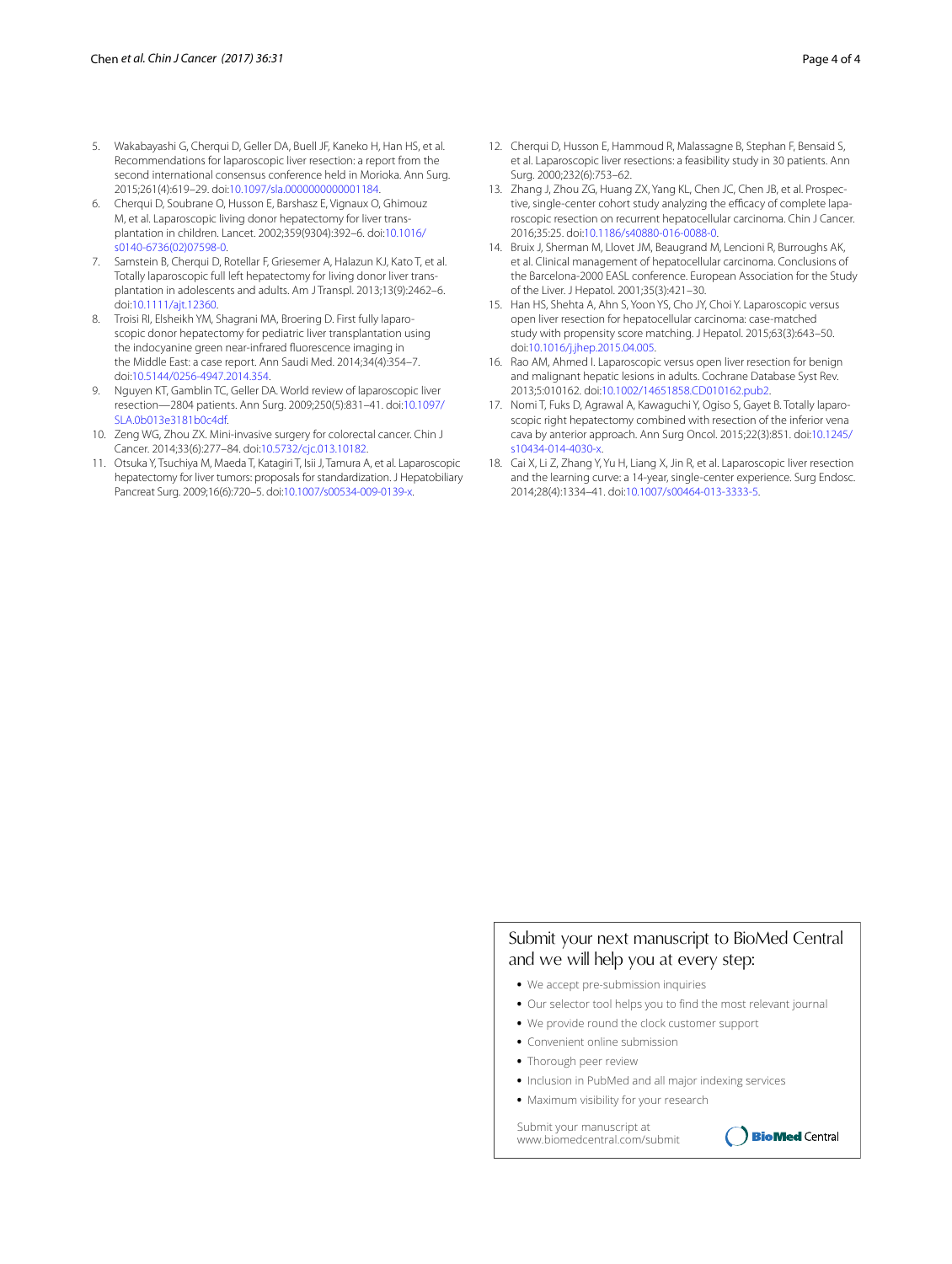5. Wakabayashi G, Cherqui D, Geller DA, Buell JF, Kaneko H, Han HS, et al. Recommendations for laparoscopic liver resection: a report from the second international consensus conference held in Morioka. Ann Surg. 2015;261(4):619–29. doi:10.1097/sla.0000000000001184.
6. Cherqui D, Soubrane O, Husson E, Barshasz E, Vignaux O, Ghimouz M, et al. Laparoscopic living donor hepatectomy for liver transplantation in children. Lancet. 2002;359(9304):392–6. doi:10.1016/s0140-6736(02)07598-0.
7. Samstein B, Cherqui D, Rotellar F, Griesemer A, Halazun KJ, Kato T, et al. Totally laparoscopic full left hepatectomy for living donor liver transplantation in adolescents and adults. Am J Transpl. 2013;13(9):2462–6. doi:10.1111/ajt.12360.
8. Troisi RI, Elsheikh YM, Shagrani MA, Broering D. First fully laparoscopic donor hepatectomy for pediatric liver transplantation using the indocyanine green near-infrared fluorescence imaging in the Middle East: a case report. Ann Saudi Med. 2014;34(4):354–7. doi:10.5144/0256-4947.2014.354.
9. Nguyen KT, Gamblin TC, Geller DA. World review of laparoscopic liver resection—2804 patients. Ann Surg. 2009;250(5):831–41. doi:10.1097/SLA.0b013e3181b0c4df.
10. Zeng WG, Zhou ZX. Mini-invasive surgery for colorectal cancer. Chin J Cancer. 2014;33(6):277–84. doi:10.5732/cjc.013.10182.
11. Otsuka Y, Tsuchiya M, Maeda T, Katagiri T, Isii J, Tamura A, et al. Laparoscopic hepatectomy for liver tumors: proposals for standardization. J Hepatobiliary Pancreat Surg. 2009;16(6):720–5. doi:10.1007/s00534-009-0139-x.
12. Cherqui D, Husson E, Hammoud R, Malassagne B, Stephan F, Bensaid S, et al. Laparoscopic liver resections: a feasibility study in 30 patients. Ann Surg. 2000;232(6):753–62.
13. Zhang J, Zhou ZG, Huang ZX, Yang KL, Chen JC, Chen JB, et al. Prospective, single-center cohort study analyzing the efficacy of complete laparoscopic resection on recurrent hepatocellular carcinoma. Chin J Cancer. 2016;35:25. doi:10.1186/s40880-016-0088-0.
14. Bruix J, Sherman M, Llovet JM, Beaugrand M, Lencioni R, Burroughs AK, et al. Clinical management of hepatocellular carcinoma. Conclusions of the Barcelona-2000 EASL conference. European Association for the Study of the Liver. J Hepatol. 2001;35(3):421–30.
15. Han HS, Shehta A, Ahn S, Yoon YS, Cho JY, Choi Y. Laparoscopic versus open liver resection for hepatocellular carcinoma: case-matched study with propensity score matching. J Hepatol. 2015;63(3):643–50. doi:10.1016/j.jhep.2015.04.005.
16. Rao AM, Ahmed I. Laparoscopic versus open liver resection for benign and malignant hepatic lesions in adults. Cochrane Database Syst Rev. 2013;5:010162. doi:10.1002/14651858.CD010162.pub2.
17. Nomi T, Fuks D, Agrawal A, Kawaguchi Y, Ogiso S, Gayet B. Totally laparoscopic right hepatectomy combined with resection of the inferior vena cava by anterior approach. Ann Surg Oncol. 2015;22(3):851. doi:10.1245/s10434-014-4030-x.
18. Cai X, Li Z, Zhang Y, Yu H, Liang X, Jin R, et al. Laparoscopic liver resection and the learning curve: a 14-year, single-center experience. Surg Endosc. 2014;28(4):1334–41. doi:10.1007/s00464-013-3333-5.

Submit your next manuscript to BioMed Central and we will help you at every step:

- We accept pre-submission inquiries
- Our selector tool helps you to find the most relevant journal
- We provide round the clock customer support
- Convenient online submission
- Thorough peer review
- Inclusion in PubMed and all major indexing services
- Maximum visibility for your research

Submit your manuscript at
www.biomedcentral.com/submit

BioMed Central